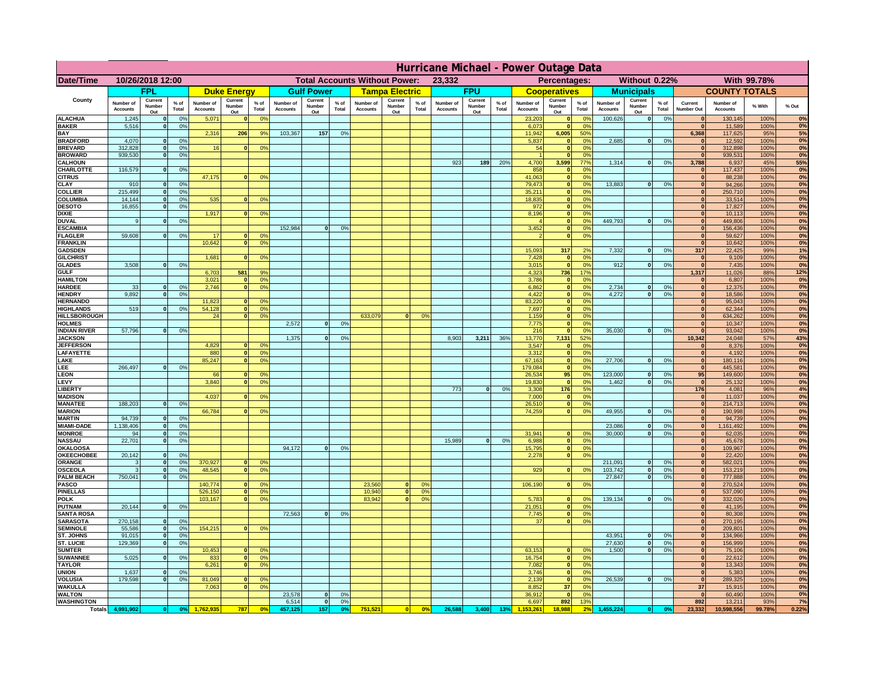# Hurricane Michael - Power Outage Data

| Date/Time | 10/26/2018 12:00 | | | | | | | | Total Accounts Without Power: | | | 23,332 | | | Percentages: | | | Without 0.22% | | | With 99.78% | | | |
|---|---|---|---|---|---|---|---|---|---|---|---|---|---|---|---|---|---|---|---|---|---|---|---|---|
| | FPL | | | Duke Energy | | | Gulf Power | | | Tampa Electric | | | FPU | | | Cooperatives | | | Municipals | | | COUNTY TOTALS | | | |
| County | Number of Accounts | Current Number Out | % of Total | Number of Accounts | Current Number Out | % of Total | Number of Accounts | Current Number Out | % of Total | Number of Accounts | Current Number Out | % of Total | Number of Accounts | Current Number Out | % of Total | Number of Accounts | Current Number Out | % of Total | Number of Accounts | Current Number Out | % of Total | Current Number Out | Number of Accounts | % With | % Out |
| ALACHUA | 1,245 | 0 | 0% | 5,071 | 0 | 0% | | | | | | | | | | 23,203 | 0 | 0% | 100,626 | 0 | 0% | 0 | 130,145 | 100% | 0% |
| BAKER | 5,516 | 0 | 0% | | | | | | | | | | | | | 6,073 | 0 | 0% | | | | 0 | 11,589 | 100% | 0% |
| BAY | | | | 2,316 | 206 | 9% | 103,367 | 157 | 0% | | | | | | | 11,942 | 6,005 | 50% | | | | 6,368 | 117,625 | 95% | 5% |
| BRADFORD | 4,070 | 0 | 0% | | | | | | | | | | | | | 5,837 | 0 | 0% | 2,685 | 0 | 0% | 0 | 12,592 | 100% | 0% |
| BREVARD | 312,828 | 0 | 0% | 16 | 0 | 0% | | | | | | | | | | 54 | 0 | 0% | | | | 0 | 312,898 | 100% | 0% |
| BROWARD | 939,530 | 0 | 0% | | | | | | | | | | | | | 1 | 0 | 0% | | | | 0 | 939,531 | 100% | 0% |
| CALHOUN | | | | | | | | | | | | | 923 | 189 | 20% | 4,700 | 3,599 | 77% | 1,314 | 0 | 0% | 3,788 | 6,937 | 45% | 55% |
| CHARLOTTE | 116,579 | 0 | 0% | | | | | | | | | | | | | 858 | 0 | 0% | | | | 0 | 117,437 | 100% | 0% |
| CITRUS | | | | 47,175 | 0 | 0% | | | | | | | | | | 41,063 | 0 | 0% | | | | 0 | 88,238 | 100% | 0% |
| CLAY | 910 | 0 | 0% | | | | | | | | | | | | | 79,473 | 0 | 0% | 13,883 | 0 | 0% | 0 | 94,266 | 100% | 0% |
| COLLIER | 215,499 | 0 | 0% | | | | | | | | | | | | | 35,211 | 0 | 0% | | | | 0 | 250,710 | 100% | 0% |
| COLUMBIA | 14,144 | 0 | 0% | 535 | 0 | 0% | | | | | | | | | | 18,835 | 0 | 0% | | | | 0 | 33,514 | 100% | 0% |
| DESOTO | 16,855 | 0 | 0% | | | | | | | | | | | | | 972 | 0 | 0% | | | | 0 | 17,827 | 100% | 0% |
| DIXIE | | | | 1,917 | 0 | 0% | | | | | | | | | | 8,196 | 0 | 0% | | | | 0 | 10,113 | 100% | 0% |
| DUVAL | 9 | 0 | 0% | | | | | | | | | | | | | 4 | 0 | 0% | 449,793 | 0 | 0% | 0 | 449,806 | 100% | 0% |
| ESCAMBIA | | | | | | | 152,984 | 0 | 0% | | | | | | | 3,452 | 0 | 0% | | | | 0 | 156,436 | 100% | 0% |
| FLAGLER | 59,608 | 0 | 0% | 17 | 0 | 0% | | | | | | | | | | 2 | 0 | 0% | | | | 0 | 59,627 | 100% | 0% |
| FRANKLIN | | | | 10,642 | 0 | 0% | | | | | | | | | | | | | | | | 0 | 10,642 | 100% | 0% |
| GADSDEN | | | | | | | | | | | | | | | | 15,093 | 317 | 2% | 7,332 | 0 | 0% | 317 | 22,425 | 99% | 1% |
| GILCHRIST | | | | 1,681 | 0 | 0% | | | | | | | | | | 7,428 | 0 | 0% | | | | 0 | 9,109 | 100% | 0% |
| GLADES | 3,508 | 0 | 0% | | | | | | | | | | | | | 3,015 | 0 | 0% | 912 | 0 | 0% | 0 | 7,435 | 100% | 0% |
| GULF | | | | 6,703 | 581 | 9% | | | | | | | | | | 4,323 | 736 | 17% | | | | 1,317 | 11,026 | 88% | 12% |
| HAMILTON | | | | 3,021 | 0 | 0% | | | | | | | | | | 3,786 | 0 | 0% | | | | 0 | 6,807 | 100% | 0% |
| HARDEE | 33 | 0 | 0% | 2,746 | 0 | 0% | | | | | | | | | | 6,862 | 0 | 0% | 2,734 | 0 | 0% | 0 | 12,375 | 100% | 0% |
| HENDRY | 9,892 | 0 | 0% | | | | | | | | | | | | | 4,422 | 0 | 0% | 4,272 | 0 | 0% | 0 | 18,586 | 100% | 0% |
| HERNANDO | | | | 11,823 | 0 | 0% | | | | | | | | | | 83,220 | 0 | 0% | | | | 0 | 95,043 | 100% | 0% |
| HIGHLANDS | 519 | 0 | 0% | 54,128 | 0 | 0% | | | | | | | | | | 7,697 | 0 | 0% | | | | 0 | 62,344 | 100% | 0% |
| HILLSBOROUGH | | | | 24 | 0 | 0% | | | | 633,079 | 0 | 0% | | | | 1,159 | 0 | 0% | | | | 0 | 634,262 | 100% | 0% |
| HOLMES | | | | | | | 2,572 | 0 | 0% | | | | | | | 7,775 | 0 | 0% | | | | 0 | 10,347 | 100% | 0% |
| INDIAN RIVER | 57,796 | 0 | 0% | | | | | | | | | | | | | 216 | 0 | 0% | 35,030 | 0 | 0% | 0 | 93,042 | 100% | 0% |
| JACKSON | | | | | | | 1,375 | 0 | 0% | | | | 8,903 | 3,211 | 36% | 13,770 | 7,131 | 52% | | | | 10,342 | 24,048 | 57% | 43% |
| JEFFERSON | | | | 4,829 | 0 | 0% | | | | | | | | | | 3,547 | 0 | 0% | | | | 0 | 8,376 | 100% | 0% |
| LAFAYETTE | | | | 880 | 0 | 0% | | | | | | | | | | 3,312 | 0 | 0% | | | | 0 | 4,192 | 100% | 0% |
| LAKE | | | | 85,247 | 0 | 0% | | | | | | | | | | 67,163 | 0 | 0% | 27,706 | 0 | 0% | 0 | 180,116 | 100% | 0% |
| LEE | 266,497 | 0 | 0% | | | | | | | | | | | | | 179,084 | 0 | 0% | | | | 0 | 445,581 | 100% | 0% |
| LEON | | | | 66 | 0 | 0% | | | | | | | | | | 26,534 | 95 | 0% | 123,000 | 0 | 0% | 95 | 149,600 | 100% | 0% |
| LEVY | | | | 3,840 | 0 | 0% | | | | | | | | | | 19,830 | 0 | 0% | 1,462 | 0 | 0% | 0 | 25,132 | 100% | 0% |
| LIBERTY | | | | | | | | | | | | | 773 | 0 | 0% | 3,308 | 176 | 5% | | | | 176 | 4,081 | 96% | 4% |
| MADISON | | | | 4,037 | 0 | 0% | | | | | | | | | | 7,000 | 0 | 0% | | | | 0 | 11,037 | 100% | 0% |
| MANATEE | 188,203 | 0 | 0% | | | | | | | | | | | | | 26,510 | 0 | 0% | | | | 0 | 214,713 | 100% | 0% |
| MARION | | | | 66,784 | 0 | 0% | | | | | | | | | | 74,259 | 0 | 0% | 49,955 | 0 | 0% | 0 | 190,998 | 100% | 0% |
| MARTIN | 94,739 | 0 | 0% | | | | | | | | | | | | | | | | | | | 0 | 94,739 | 100% | 0% |
| MIAMI-DADE | 1,138,406 | 0 | 0% | | | | | | | | | | | | | | | | 23,086 | 0 | 0% | 0 | 1,161,492 | 100% | 0% |
| MONROE | 94 | 0 | 0% | | | | | | | | | | | | | 31,941 | 0 | 0% | 30,000 | 0 | 0% | 0 | 62,035 | 100% | 0% |
| NASSAU | 22,701 | 0 | 0% | | | | | | | | | | 15,989 | 0 | 0% | 6,988 | 0 | 0% | | | | 0 | 45,678 | 100% | 0% |
| OKALOOSA | | | | | | | 94,172 | 0 | 0% | | | | | | | 15,795 | 0 | 0% | | | | 0 | 109,967 | 100% | 0% |
| OKEECHOBEE | 20,142 | 0 | 0% | | | | | | | | | | | | | 2,278 | 0 | 0% | | | | 0 | 22,420 | 100% | 0% |
| ORANGE | 3 | 0 | 0% | 370,927 | 0 | 0% | | | | | | | | | | | | | 211,091 | 0 | 0% | 0 | 582,021 | 100% | 0% |
| OSCEOLA | 3 | 0 | 0% | 48,545 | 0 | 0% | | | | | | | | | | 929 | 0 | 0% | 103,742 | 0 | 0% | 0 | 153,219 | 100% | 0% |
| PALM BEACH | 750,041 | 0 | 0% | | | | | | | | | | | | | | | | 27,847 | 0 | 0% | 0 | 777,888 | 100% | 0% |
| PASCO | | | | 140,774 | 0 | 0% | | | | 23,560 | 0 | 0% | | | | 106,190 | 0 | 0% | | | | 0 | 270,524 | 100% | 0% |
| PINELLAS | | | | 526,150 | 0 | 0% | | | | 10,940 | 0 | 0% | | | | | | | | | | 0 | 537,090 | 100% | 0% |
| POLK | | | | 103,167 | 0 | 0% | | | | 83,942 | 0 | 0% | | | | 5,783 | 0 | 0% | 139,134 | 0 | 0% | 0 | 332,026 | 100% | 0% |
| PUTNAM | 20,144 | 0 | 0% | | | | | | | | | | | | | 21,051 | 0 | 0% | | | | 0 | 41,195 | 100% | 0% |
| SANTA ROSA | | | | | | | 72,563 | 0 | 0% | | | | | | | 7,745 | 0 | 0% | | | | 0 | 80,308 | 100% | 0% |
| SARASOTA | 270,158 | 0 | 0% | | | | | | | | | | | | | 37 | 0 | 0% | | | | 0 | 270,195 | 100% | 0% |
| SEMINOLE | 55,586 | 0 | 0% | 154,215 | 0 | 0% | | | | | | | | | | | | | | | | 0 | 209,801 | 100% | 0% |
| ST. JOHNS | 91,015 | 0 | 0% | | | | | | | | | | | | | | | | 43,951 | 0 | 0% | 0 | 134,966 | 100% | 0% |
| ST. LUCIE | 129,369 | 0 | 0% | | | | | | | | | | | | | | | | 27,630 | 0 | 0% | 0 | 156,999 | 100% | 0% |
| SUMTER | | | | 10,453 | 0 | 0% | | | | | | | | | | 63,153 | 0 | 0% | 1,500 | 0 | 0% | 0 | 75,106 | 100% | 0% |
| SUWANNEE | 5,025 | 0 | 0% | 833 | 0 | 0% | | | | | | | | | | 16,754 | 0 | 0% | | | | 0 | 22,612 | 100% | 0% |
| TAYLOR | | | | 6,261 | 0 | 0% | | | | | | | | | | 7,082 | 0 | 0% | | | | 0 | 13,343 | 100% | 0% |
| UNION | 1,637 | 0 | 0% | | | | | | | | | | | | | 3,746 | 0 | 0% | | | | 0 | 5,383 | 100% | 0% |
| VOLUSIA | 179,598 | 0 | 0% | 81,049 | 0 | 0% | | | | | | | | | | 2,139 | 0 | 0% | 26,539 | 0 | 0% | 0 | 289,325 | 100% | 0% |
| WAKULLA | | | | 7,063 | 0 | 0% | | | | | | | | | | 8,852 | 37 | 0% | | | | 37 | 15,915 | 100% | 0% |
| WALTON | | | | | | | 23,578 | 0 | 0% | | | | | | | 36,912 | 0 | 0% | | | | 0 | 60,490 | 100% | 0% |
| WASHINGTON | | | | | | | 6,514 | 0 | 0% | | | | | | | 6,697 | 892 | 13% | | | | 892 | 13,211 | 93% | 7% |
| Totals | 4,991,902 | 0 | 0% | 1,762,935 | 787 | 0% | 457,125 | 157 | 0% | 751,521 | 0 | 0% | 26,588 | 3,400 | 13% | 1,153,261 | 18,988 | 2% | 1,455,224 | 0 | 0% | 23,332 | 10,598,556 | 99.78% | 0.22% |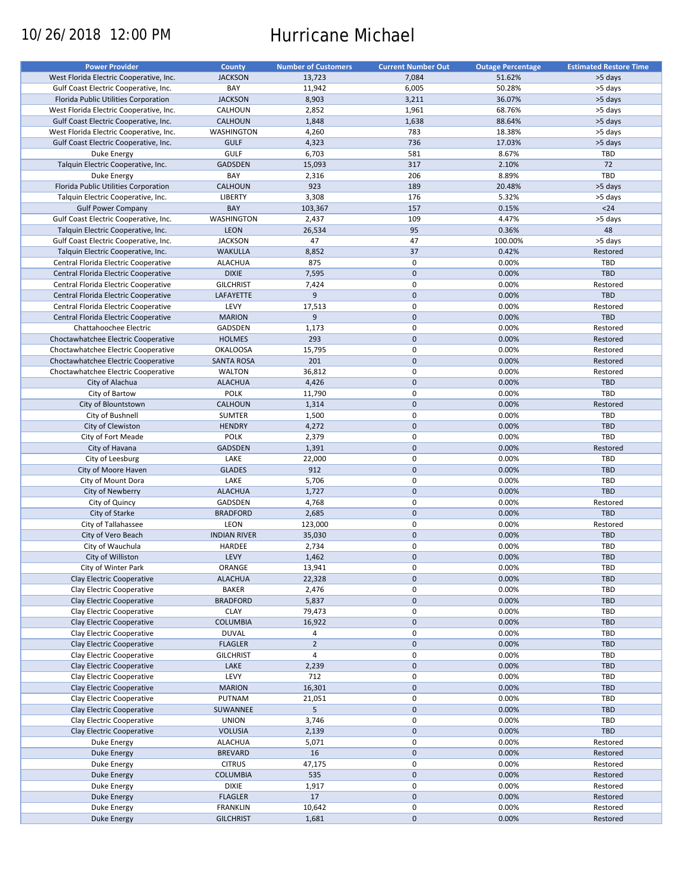10/26/2018 12:00 PM

# Hurricane Michael

| Power Provider | County | Number of Customers | Current Number Out | Outage Percentage | Estimated Restore Time |
|---|---|---|---|---|---|
| West Florida Electric Cooperative, Inc. | JACKSON | 13,723 | 7,084 | 51.62% | >5 days |
| Gulf Coast Electric Cooperative, Inc. | BAY | 11,942 | 6,005 | 50.28% | >5 days |
| Florida Public Utilities Corporation | JACKSON | 8,903 | 3,211 | 36.07% | >5 days |
| West Florida Electric Cooperative, Inc. | CALHOUN | 2,852 | 1,961 | 68.76% | >5 days |
| Gulf Coast Electric Cooperative, Inc. | CALHOUN | 1,848 | 1,638 | 88.64% | >5 days |
| West Florida Electric Cooperative, Inc. | WASHINGTON | 4,260 | 783 | 18.38% | >5 days |
| Gulf Coast Electric Cooperative, Inc. | GULF | 4,323 | 736 | 17.03% | >5 days |
| Duke Energy | GULF | 6,703 | 581 | 8.67% | TBD |
| Talquin Electric Cooperative, Inc. | GADSDEN | 15,093 | 317 | 2.10% | 72 |
| Duke Energy | BAY | 2,316 | 206 | 8.89% | TBD |
| Florida Public Utilities Corporation | CALHOUN | 923 | 189 | 20.48% | >5 days |
| Talquin Electric Cooperative, Inc. | LIBERTY | 3,308 | 176 | 5.32% | >5 days |
| Gulf Power Company | BAY | 103,367 | 157 | 0.15% | <24 |
| Gulf Coast Electric Cooperative, Inc. | WASHINGTON | 2,437 | 109 | 4.47% | >5 days |
| Talquin Electric Cooperative, Inc. | LEON | 26,534 | 95 | 0.36% | 48 |
| Gulf Coast Electric Cooperative, Inc. | JACKSON | 47 | 47 | 100.00% | >5 days |
| Talquin Electric Cooperative, Inc. | WAKULLA | 8,852 | 37 | 0.42% | Restored |
| Central Florida Electric Cooperative | ALACHUA | 875 | 0 | 0.00% | TBD |
| Central Florida Electric Cooperative | DIXIE | 7,595 | 0 | 0.00% | TBD |
| Central Florida Electric Cooperative | GILCHRIST | 7,424 | 0 | 0.00% | Restored |
| Central Florida Electric Cooperative | LAFAYETTE | 9 | 0 | 0.00% | TBD |
| Central Florida Electric Cooperative | LEVY | 17,513 | 0 | 0.00% | Restored |
| Central Florida Electric Cooperative | MARION | 9 | 0 | 0.00% | TBD |
| Chattahoochee Electric | GADSDEN | 1,173 | 0 | 0.00% | Restored |
| Choctawhatchee Electric Cooperative | HOLMES | 293 | 0 | 0.00% | Restored |
| Choctawhatchee Electric Cooperative | OKALOOSA | 15,795 | 0 | 0.00% | Restored |
| Choctawhatchee Electric Cooperative | SANTA ROSA | 201 | 0 | 0.00% | Restored |
| Choctawhatchee Electric Cooperative | WALTON | 36,812 | 0 | 0.00% | Restored |
| City of Alachua | ALACHUA | 4,426 | 0 | 0.00% | TBD |
| City of Bartow | POLK | 11,790 | 0 | 0.00% | TBD |
| City of Blountstown | CALHOUN | 1,314 | 0 | 0.00% | Restored |
| City of Bushnell | SUMTER | 1,500 | 0 | 0.00% | TBD |
| City of Clewiston | HENDRY | 4,272 | 0 | 0.00% | TBD |
| City of Fort Meade | POLK | 2,379 | 0 | 0.00% | TBD |
| City of Havana | GADSDEN | 1,391 | 0 | 0.00% | Restored |
| City of Leesburg | LAKE | 22,000 | 0 | 0.00% | TBD |
| City of Moore Haven | GLADES | 912 | 0 | 0.00% | TBD |
| City of Mount Dora | LAKE | 5,706 | 0 | 0.00% | TBD |
| City of Newberry | ALACHUA | 1,727 | 0 | 0.00% | TBD |
| City of Quincy | GADSDEN | 4,768 | 0 | 0.00% | Restored |
| City of Starke | BRADFORD | 2,685 | 0 | 0.00% | TBD |
| City of Tallahassee | LEON | 123,000 | 0 | 0.00% | Restored |
| City of Vero Beach | INDIAN RIVER | 35,030 | 0 | 0.00% | TBD |
| City of Wauchula | HARDEE | 2,734 | 0 | 0.00% | TBD |
| City of Williston | LEVY | 1,462 | 0 | 0.00% | TBD |
| City of Winter Park | ORANGE | 13,941 | 0 | 0.00% | TBD |
| Clay Electric Cooperative | ALACHUA | 22,328 | 0 | 0.00% | TBD |
| Clay Electric Cooperative | BAKER | 2,476 | 0 | 0.00% | TBD |
| Clay Electric Cooperative | BRADFORD | 5,837 | 0 | 0.00% | TBD |
| Clay Electric Cooperative | CLAY | 79,473 | 0 | 0.00% | TBD |
| Clay Electric Cooperative | COLUMBIA | 16,922 | 0 | 0.00% | TBD |
| Clay Electric Cooperative | DUVAL | 4 | 0 | 0.00% | TBD |
| Clay Electric Cooperative | FLAGLER | 2 | 0 | 0.00% | TBD |
| Clay Electric Cooperative | GILCHRIST | 4 | 0 | 0.00% | TBD |
| Clay Electric Cooperative | LAKE | 2,239 | 0 | 0.00% | TBD |
| Clay Electric Cooperative | LEVY | 712 | 0 | 0.00% | TBD |
| Clay Electric Cooperative | MARION | 16,301 | 0 | 0.00% | TBD |
| Clay Electric Cooperative | PUTNAM | 21,051 | 0 | 0.00% | TBD |
| Clay Electric Cooperative | SUWANNEE | 5 | 0 | 0.00% | TBD |
| Clay Electric Cooperative | UNION | 3,746 | 0 | 0.00% | TBD |
| Clay Electric Cooperative | VOLUSIA | 2,139 | 0 | 0.00% | TBD |
| Duke Energy | ALACHUA | 5,071 | 0 | 0.00% | Restored |
| Duke Energy | BREVARD | 16 | 0 | 0.00% | Restored |
| Duke Energy | CITRUS | 47,175 | 0 | 0.00% | Restored |
| Duke Energy | COLUMBIA | 535 | 0 | 0.00% | Restored |
| Duke Energy | DIXIE | 1,917 | 0 | 0.00% | Restored |
| Duke Energy | FLAGLER | 17 | 0 | 0.00% | Restored |
| Duke Energy | FRANKLIN | 10,642 | 0 | 0.00% | Restored |
| Duke Energy | GILCHRIST | 1,681 | 0 | 0.00% | Restored |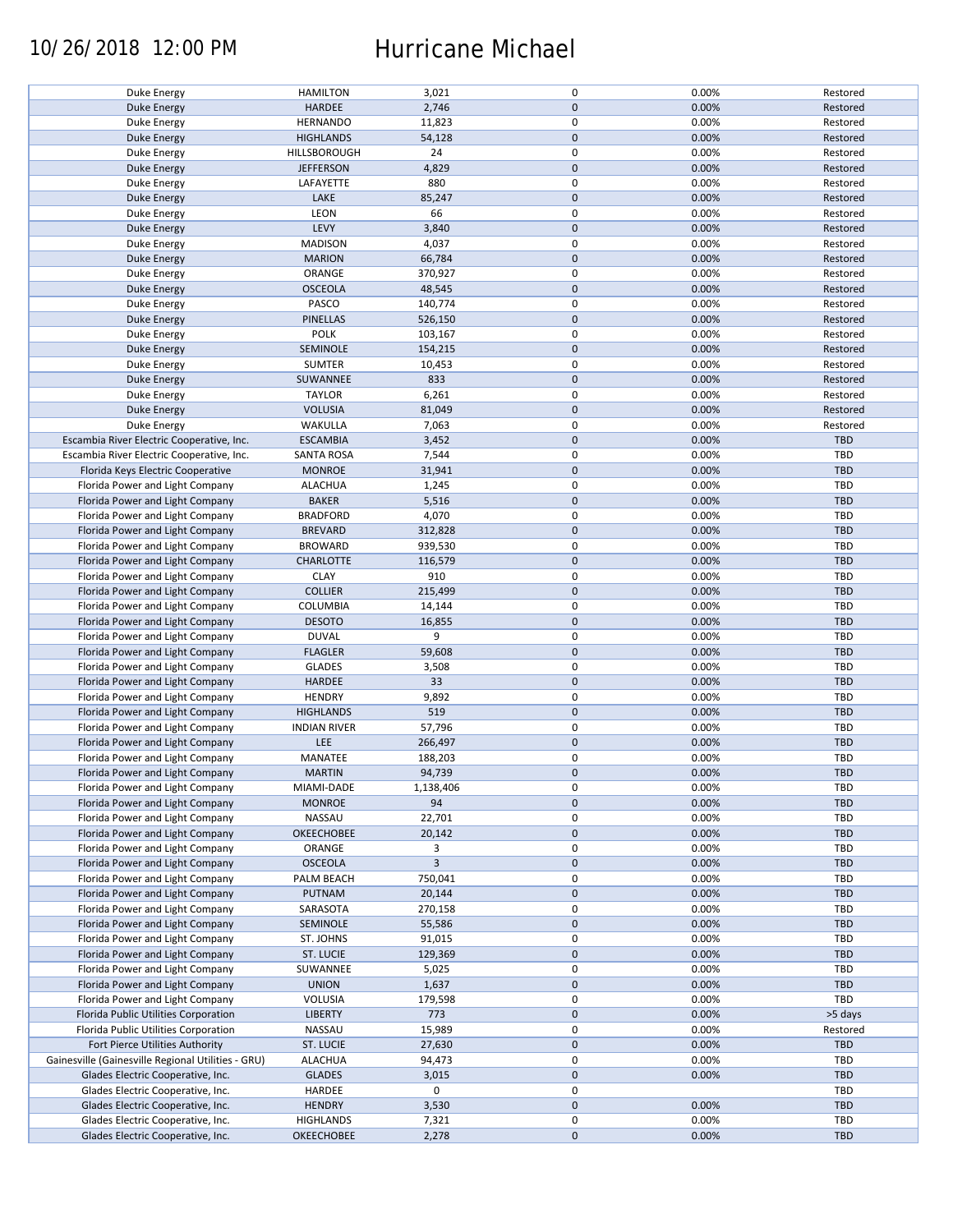# 10/26/2018 12:00 PM Hurricane Michael

| | | | | | |
|---|---|---|---|---|---|
| Duke Energy | HAMILTON | 3,021 | 0 | 0.00% | Restored |
| Duke Energy | HARDEE | 2,746 | 0 | 0.00% | Restored |
| Duke Energy | HERNANDO | 11,823 | 0 | 0.00% | Restored |
| Duke Energy | HIGHLANDS | 54,128 | 0 | 0.00% | Restored |
| Duke Energy | HILLSBOROUGH | 24 | 0 | 0.00% | Restored |
| Duke Energy | JEFFERSON | 4,829 | 0 | 0.00% | Restored |
| Duke Energy | LAFAYETTE | 880 | 0 | 0.00% | Restored |
| Duke Energy | LAKE | 85,247 | 0 | 0.00% | Restored |
| Duke Energy | LEON | 66 | 0 | 0.00% | Restored |
| Duke Energy | LEVY | 3,840 | 0 | 0.00% | Restored |
| Duke Energy | MADISON | 4,037 | 0 | 0.00% | Restored |
| Duke Energy | MARION | 66,784 | 0 | 0.00% | Restored |
| Duke Energy | ORANGE | 370,927 | 0 | 0.00% | Restored |
| Duke Energy | OSCEOLA | 48,545 | 0 | 0.00% | Restored |
| Duke Energy | PASCO | 140,774 | 0 | 0.00% | Restored |
| Duke Energy | PINELLAS | 526,150 | 0 | 0.00% | Restored |
| Duke Energy | POLK | 103,167 | 0 | 0.00% | Restored |
| Duke Energy | SEMINOLE | 154,215 | 0 | 0.00% | Restored |
| Duke Energy | SUMTER | 10,453 | 0 | 0.00% | Restored |
| Duke Energy | SUWANNEE | 833 | 0 | 0.00% | Restored |
| Duke Energy | TAYLOR | 6,261 | 0 | 0.00% | Restored |
| Duke Energy | VOLUSIA | 81,049 | 0 | 0.00% | Restored |
| Duke Energy | WAKULLA | 7,063 | 0 | 0.00% | Restored |
| Escambia River Electric Cooperative, Inc. | ESCAMBIA | 3,452 | 0 | 0.00% | TBD |
| Escambia River Electric Cooperative, Inc. | SANTA ROSA | 7,544 | 0 | 0.00% | TBD |
| Florida Keys Electric Cooperative | MONROE | 31,941 | 0 | 0.00% | TBD |
| Florida Power and Light Company | ALACHUA | 1,245 | 0 | 0.00% | TBD |
| Florida Power and Light Company | BAKER | 5,516 | 0 | 0.00% | TBD |
| Florida Power and Light Company | BRADFORD | 4,070 | 0 | 0.00% | TBD |
| Florida Power and Light Company | BREVARD | 312,828 | 0 | 0.00% | TBD |
| Florida Power and Light Company | BROWARD | 939,530 | 0 | 0.00% | TBD |
| Florida Power and Light Company | CHARLOTTE | 116,579 | 0 | 0.00% | TBD |
| Florida Power and Light Company | CLAY | 910 | 0 | 0.00% | TBD |
| Florida Power and Light Company | COLLIER | 215,499 | 0 | 0.00% | TBD |
| Florida Power and Light Company | COLUMBIA | 14,144 | 0 | 0.00% | TBD |
| Florida Power and Light Company | DESOTO | 16,855 | 0 | 0.00% | TBD |
| Florida Power and Light Company | DUVAL | 9 | 0 | 0.00% | TBD |
| Florida Power and Light Company | FLAGLER | 59,608 | 0 | 0.00% | TBD |
| Florida Power and Light Company | GLADES | 3,508 | 0 | 0.00% | TBD |
| Florida Power and Light Company | HARDEE | 33 | 0 | 0.00% | TBD |
| Florida Power and Light Company | HENDRY | 9,892 | 0 | 0.00% | TBD |
| Florida Power and Light Company | HIGHLANDS | 519 | 0 | 0.00% | TBD |
| Florida Power and Light Company | INDIAN RIVER | 57,796 | 0 | 0.00% | TBD |
| Florida Power and Light Company | LEE | 266,497 | 0 | 0.00% | TBD |
| Florida Power and Light Company | MANATEE | 188,203 | 0 | 0.00% | TBD |
| Florida Power and Light Company | MARTIN | 94,739 | 0 | 0.00% | TBD |
| Florida Power and Light Company | MIAMI-DADE | 1,138,406 | 0 | 0.00% | TBD |
| Florida Power and Light Company | MONROE | 94 | 0 | 0.00% | TBD |
| Florida Power and Light Company | NASSAU | 22,701 | 0 | 0.00% | TBD |
| Florida Power and Light Company | OKEECHOBEE | 20,142 | 0 | 0.00% | TBD |
| Florida Power and Light Company | ORANGE | 3 | 0 | 0.00% | TBD |
| Florida Power and Light Company | OSCEOLA | 3 | 0 | 0.00% | TBD |
| Florida Power and Light Company | PALM BEACH | 750,041 | 0 | 0.00% | TBD |
| Florida Power and Light Company | PUTNAM | 20,144 | 0 | 0.00% | TBD |
| Florida Power and Light Company | SARASOTA | 270,158 | 0 | 0.00% | TBD |
| Florida Power and Light Company | SEMINOLE | 55,586 | 0 | 0.00% | TBD |
| Florida Power and Light Company | ST. JOHNS | 91,015 | 0 | 0.00% | TBD |
| Florida Power and Light Company | ST. LUCIE | 129,369 | 0 | 0.00% | TBD |
| Florida Power and Light Company | SUWANNEE | 5,025 | 0 | 0.00% | TBD |
| Florida Power and Light Company | UNION | 1,637 | 0 | 0.00% | TBD |
| Florida Power and Light Company | VOLUSIA | 179,598 | 0 | 0.00% | TBD |
| Florida Public Utilities Corporation | LIBERTY | 773 | 0 | 0.00% | >5 days |
| Florida Public Utilities Corporation | NASSAU | 15,989 | 0 | 0.00% | Restored |
| Fort Pierce Utilities Authority | ST. LUCIE | 27,630 | 0 | 0.00% | TBD |
| Gainesville (Gainesville Regional Utilities - GRU) | ALACHUA | 94,473 | 0 | 0.00% | TBD |
| Glades Electric Cooperative, Inc. | GLADES | 3,015 | 0 | 0.00% | TBD |
| Glades Electric Cooperative, Inc. | HARDEE | 0 | 0 | | TBD |
| Glades Electric Cooperative, Inc. | HENDRY | 3,530 | 0 | 0.00% | TBD |
| Glades Electric Cooperative, Inc. | HIGHLANDS | 7,321 | 0 | 0.00% | TBD |
| Glades Electric Cooperative, Inc. | OKEECHOBEE | 2,278 | 0 | 0.00% | TBD |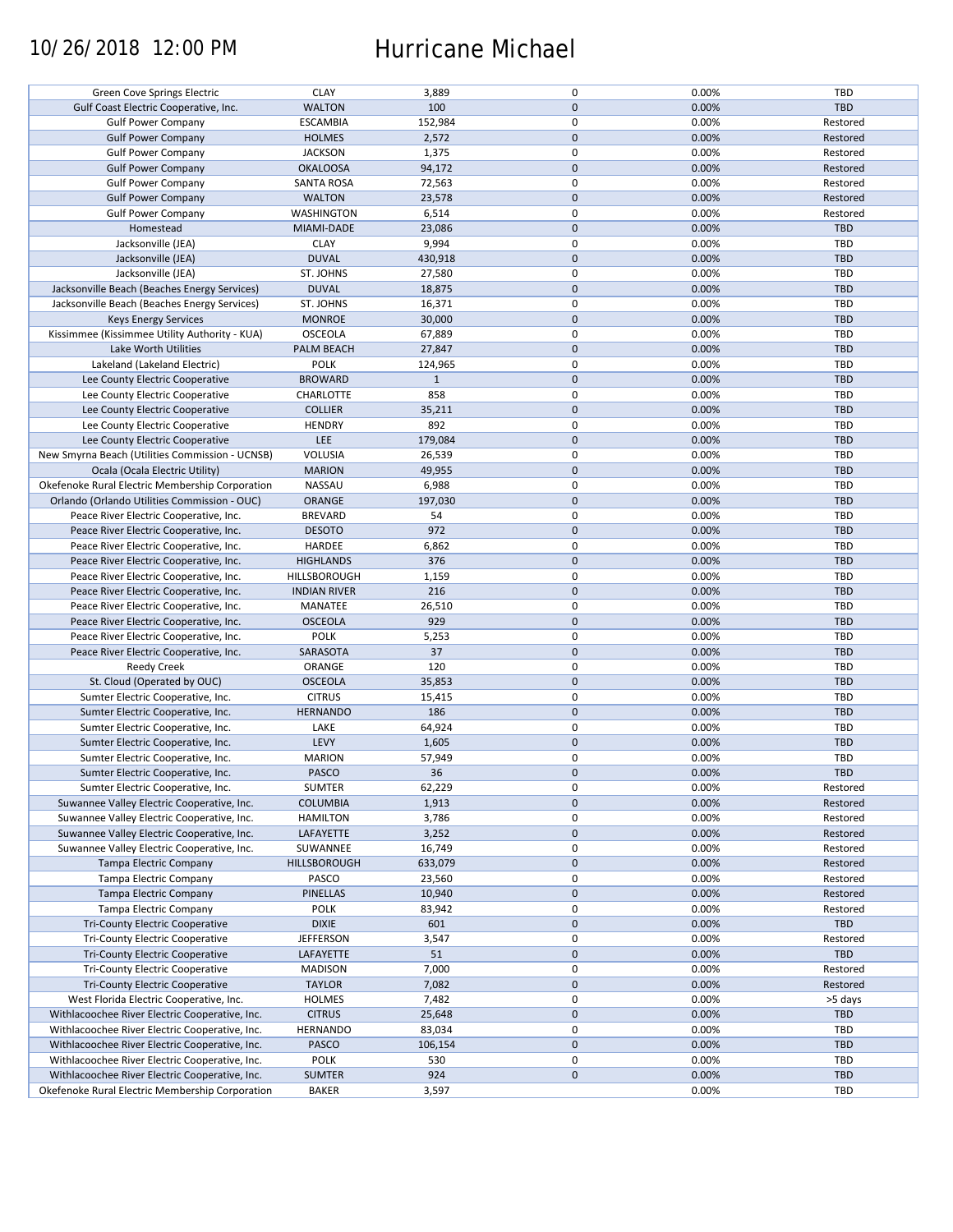# 10/26/2018 12:00 PM Hurricane Michael

| | | | | | |
|---|---|---|---|---|---|
| Green Cove Springs Electric | CLAY | 3,889 | 0 | 0.00% | TBD |
| Gulf Coast Electric Cooperative, Inc. | WALTON | 100 | 0 | 0.00% | TBD |
| Gulf Power Company | ESCAMBIA | 152,984 | 0 | 0.00% | Restored |
| Gulf Power Company | HOLMES | 2,572 | 0 | 0.00% | Restored |
| Gulf Power Company | JACKSON | 1,375 | 0 | 0.00% | Restored |
| Gulf Power Company | OKALOOSA | 94,172 | 0 | 0.00% | Restored |
| Gulf Power Company | SANTA ROSA | 72,563 | 0 | 0.00% | Restored |
| Gulf Power Company | WALTON | 23,578 | 0 | 0.00% | Restored |
| Gulf Power Company | WASHINGTON | 6,514 | 0 | 0.00% | Restored |
| Homestead | MIAMI-DADE | 23,086 | 0 | 0.00% | TBD |
| Jacksonville (JEA) | CLAY | 9,994 | 0 | 0.00% | TBD |
| Jacksonville (JEA) | DUVAL | 430,918 | 0 | 0.00% | TBD |
| Jacksonville (JEA) | ST. JOHNS | 27,580 | 0 | 0.00% | TBD |
| Jacksonville Beach (Beaches Energy Services) | DUVAL | 18,875 | 0 | 0.00% | TBD |
| Jacksonville Beach (Beaches Energy Services) | ST. JOHNS | 16,371 | 0 | 0.00% | TBD |
| Keys Energy Services | MONROE | 30,000 | 0 | 0.00% | TBD |
| Kissimmee (Kissimmee Utility Authority - KUA) | OSCEOLA | 67,889 | 0 | 0.00% | TBD |
| Lake Worth Utilities | PALM BEACH | 27,847 | 0 | 0.00% | TBD |
| Lakeland (Lakeland Electric) | POLK | 124,965 | 0 | 0.00% | TBD |
| Lee County Electric Cooperative | BROWARD | 1 | 0 | 0.00% | TBD |
| Lee County Electric Cooperative | CHARLOTTE | 858 | 0 | 0.00% | TBD |
| Lee County Electric Cooperative | COLLIER | 35,211 | 0 | 0.00% | TBD |
| Lee County Electric Cooperative | HENDRY | 892 | 0 | 0.00% | TBD |
| Lee County Electric Cooperative | LEE | 179,084 | 0 | 0.00% | TBD |
| New Smyrna Beach (Utilities Commission - UCNSB) | VOLUSIA | 26,539 | 0 | 0.00% | TBD |
| Ocala (Ocala Electric Utility) | MARION | 49,955 | 0 | 0.00% | TBD |
| Okefenoke Rural Electric Membership Corporation | NASSAU | 6,988 | 0 | 0.00% | TBD |
| Orlando (Orlando Utilities Commission - OUC) | ORANGE | 197,030 | 0 | 0.00% | TBD |
| Peace River Electric Cooperative, Inc. | BREVARD | 54 | 0 | 0.00% | TBD |
| Peace River Electric Cooperative, Inc. | DESOTO | 972 | 0 | 0.00% | TBD |
| Peace River Electric Cooperative, Inc. | HARDEE | 6,862 | 0 | 0.00% | TBD |
| Peace River Electric Cooperative, Inc. | HIGHLANDS | 376 | 0 | 0.00% | TBD |
| Peace River Electric Cooperative, Inc. | HILLSBOROUGH | 1,159 | 0 | 0.00% | TBD |
| Peace River Electric Cooperative, Inc. | INDIAN RIVER | 216 | 0 | 0.00% | TBD |
| Peace River Electric Cooperative, Inc. | MANATEE | 26,510 | 0 | 0.00% | TBD |
| Peace River Electric Cooperative, Inc. | OSCEOLA | 929 | 0 | 0.00% | TBD |
| Peace River Electric Cooperative, Inc. | POLK | 5,253 | 0 | 0.00% | TBD |
| Peace River Electric Cooperative, Inc. | SARASOTA | 37 | 0 | 0.00% | TBD |
| Reedy Creek | ORANGE | 120 | 0 | 0.00% | TBD |
| St. Cloud (Operated by OUC) | OSCEOLA | 35,853 | 0 | 0.00% | TBD |
| Sumter Electric Cooperative, Inc. | CITRUS | 15,415 | 0 | 0.00% | TBD |
| Sumter Electric Cooperative, Inc. | HERNANDO | 186 | 0 | 0.00% | TBD |
| Sumter Electric Cooperative, Inc. | LAKE | 64,924 | 0 | 0.00% | TBD |
| Sumter Electric Cooperative, Inc. | LEVY | 1,605 | 0 | 0.00% | TBD |
| Sumter Electric Cooperative, Inc. | MARION | 57,949 | 0 | 0.00% | TBD |
| Sumter Electric Cooperative, Inc. | PASCO | 36 | 0 | 0.00% | TBD |
| Sumter Electric Cooperative, Inc. | SUMTER | 62,229 | 0 | 0.00% | Restored |
| Suwannee Valley Electric Cooperative, Inc. | COLUMBIA | 1,913 | 0 | 0.00% | Restored |
| Suwannee Valley Electric Cooperative, Inc. | HAMILTON | 3,786 | 0 | 0.00% | Restored |
| Suwannee Valley Electric Cooperative, Inc. | LAFAYETTE | 3,252 | 0 | 0.00% | Restored |
| Suwannee Valley Electric Cooperative, Inc. | SUWANNEE | 16,749 | 0 | 0.00% | Restored |
| Tampa Electric Company | HILLSBOROUGH | 633,079 | 0 | 0.00% | Restored |
| Tampa Electric Company | PASCO | 23,560 | 0 | 0.00% | Restored |
| Tampa Electric Company | PINELLAS | 10,940 | 0 | 0.00% | Restored |
| Tampa Electric Company | POLK | 83,942 | 0 | 0.00% | Restored |
| Tri-County Electric Cooperative | DIXIE | 601 | 0 | 0.00% | TBD |
| Tri-County Electric Cooperative | JEFFERSON | 3,547 | 0 | 0.00% | Restored |
| Tri-County Electric Cooperative | LAFAYETTE | 51 | 0 | 0.00% | TBD |
| Tri-County Electric Cooperative | MADISON | 7,000 | 0 | 0.00% | Restored |
| Tri-County Electric Cooperative | TAYLOR | 7,082 | 0 | 0.00% | Restored |
| West Florida Electric Cooperative, Inc. | HOLMES | 7,482 | 0 | 0.00% | >5 days |
| Withlacoochee River Electric Cooperative, Inc. | CITRUS | 25,648 | 0 | 0.00% | TBD |
| Withlacoochee River Electric Cooperative, Inc. | HERNANDO | 83,034 | 0 | 0.00% | TBD |
| Withlacoochee River Electric Cooperative, Inc. | PASCO | 106,154 | 0 | 0.00% | TBD |
| Withlacoochee River Electric Cooperative, Inc. | POLK | 530 | 0 | 0.00% | TBD |
| Withlacoochee River Electric Cooperative, Inc. | SUMTER | 924 | 0 | 0.00% | TBD |
| Okefenoke Rural Electric Membership Corporation | BAKER | 3,597 | | 0.00% | TBD |